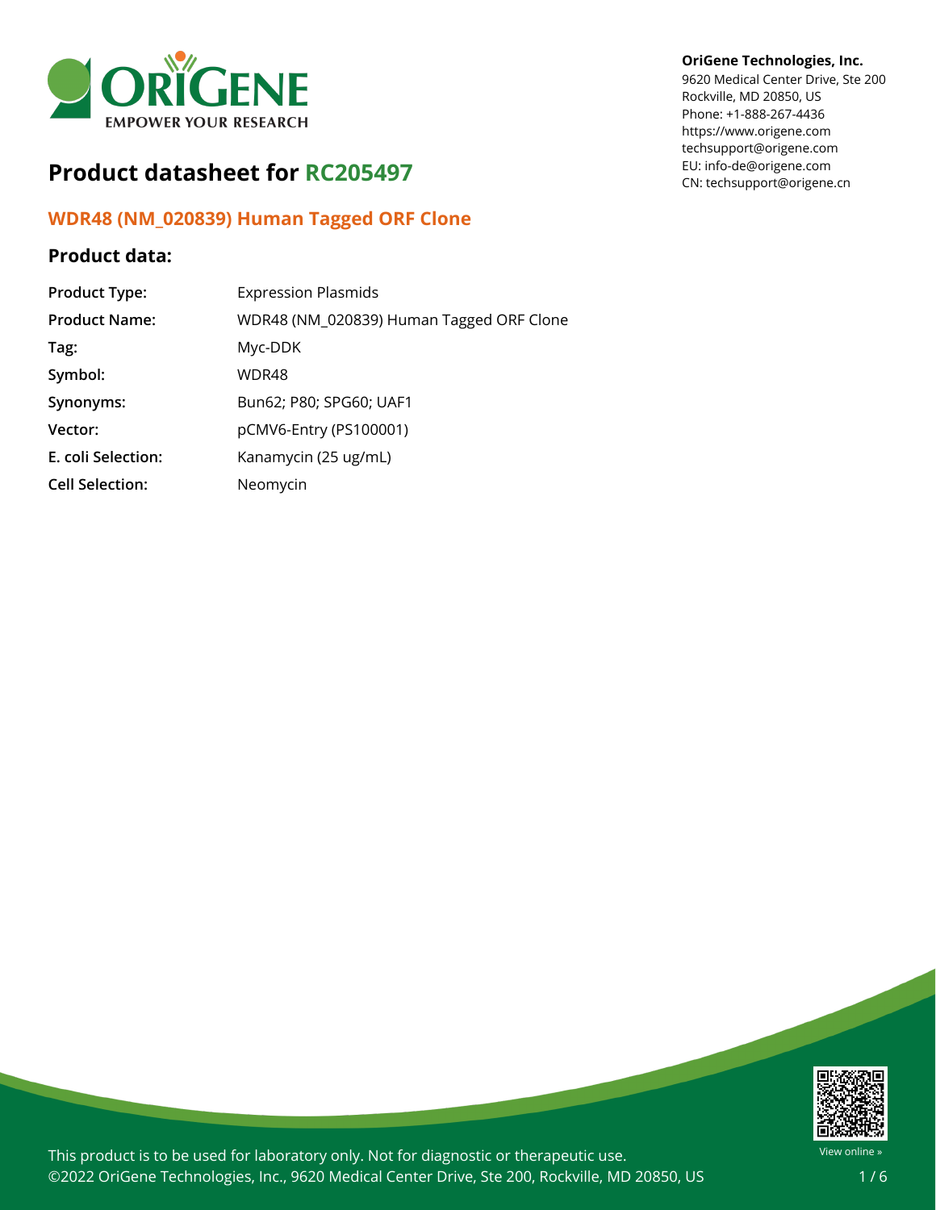**OriGene Technologies, Inc.**
9620 Medical Center Drive, Ste 200
Rockville, MD 20850, US
Phone: +1-888-267-4436
https://www.origene.com
techsupport@origene.com
EU: info-de@origene.com
CN: techsupport@origene.cn

# Product datasheet for RC205497

## WDR48 (NM_020839) Human Tagged ORF Clone

### Product data:

| | |
|---|---|
| **Product Type:** | Expression Plasmids |
| **Product Name:** | WDR48 (NM_020839) Human Tagged ORF Clone |
| **Tag:** | Myc-DDK |
| **Symbol:** | WDR48 |
| **Synonyms:** | Bun62; P80; SPG60; UAF1 |
| **Vector:** | pCMV6-Entry (PS100001) |
| **E. coli Selection:** | Kanamycin (25 ug/mL) |
| **Cell Selection:** | Neomycin |

This product is to be used for laboratory only. Not for diagnostic or therapeutic use.
©2022 OriGene Technologies, Inc., 9620 Medical Center Drive, Ste 200, Rockville, MD 20850, US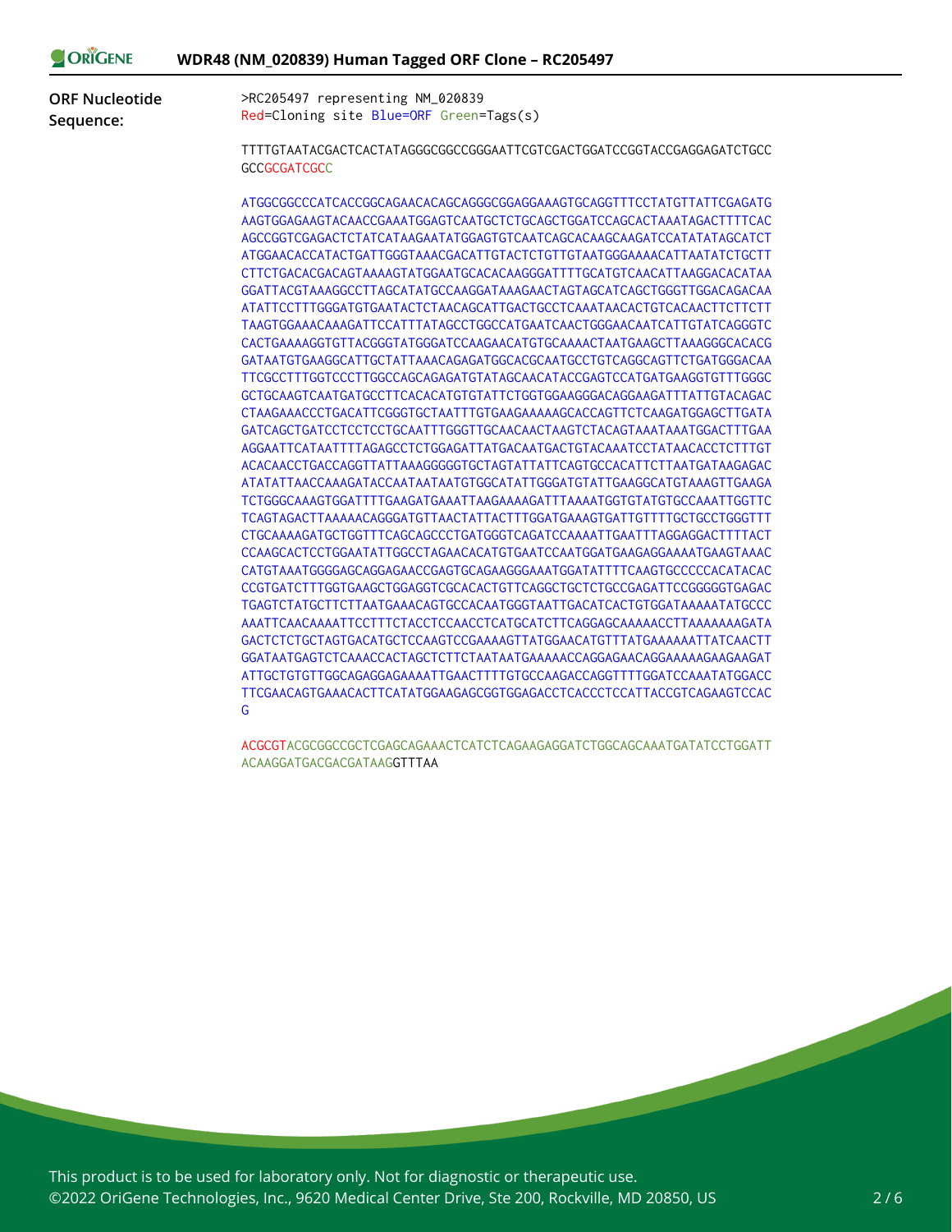**ORF Nucleotide Sequence:**

```
>RC205497 representing NM_020839
Red=Cloning site Blue=ORF Green=Tags(s)

TTTTGTAATACGACTCACTATAGGGCGGCCGGGAATTCGTCGACTGGATCCGGTACCGAGGAGATCTGCC
GCCGCGATCGCC

ATGGCGGCCCATCACCGGCAGAACACAGCAGGGCGGAGGAAAGTGCAGGTTTCCTATGTTATTCGAGATG
AAGTGGAGAAGTACAACCGAAATGGAGTCAATGCTCTGCAGCTGGATCCAGCACTAAATAGACTTTTCAC
AGCCGGTCGAGACTCTATCATAAGAATATGGAGTGTCAATCAGCACAAGCAAGATCCATATATAGCATCT
ATGGAACACCATACTGATTGGGTAAACGACATTGTACTCTGTTGTAATGGGAAAACATTAATATCTGCTT
CTTCTGACACGACAGTAAAAGTATGGAATGCACACAAGGGATTTTGCATGTCAACATTAAGGACACATAA
GGATTACGTAAAGGCCTTAGCATATGCCAAGGATAAAGAACTAGTAGCATCAGCTGGGTTGGACAGACAA
ATATTCCTTTGGGATGTGAATACTCTAACAGCATTGACTGCCTCAAATAACACTGTCACAACTTCTTCTT
TAAGTGGAAACAAAGATTCCATTTATAGCCTGGCCATGAATCAACTGGGAACAATCATTGTATCAGGGTC
CACTGAAAAGGTGTTACGGGTATGGGATCCAAGAACATGTGCAAAACTAATGAAGCTTAAAGGGCACACG
GATAATGTGAAGGCATTGCTATTAAACAGAGATGGCACGCAATGCCTGTCAGGCAGTTCTGATGGGACAA
TTCGCCTTTGGTCCCTTGGCCAGCAGAGATGTATAGCAACATACCGAGTCCATGATGAAGGTGTTTGGGC
GCTGCAAGTCAATGATGCCTTCACACATGTGTATTCTGGTGGAAGGGACAGGAAGATTTATTGTACAGAC
CTAAGAAACCCTGACATTCGGGTGCTAATTTGTGAAGAAAAAGCACCAGTTCTCAAGATGGAGCTTGATA
GATCAGCTGATCCTCCTCCTGCAATTTGGGTTGCAACAACTAAGTCTACAGTAAATAAATGGACTTTGAA
AGGAATTCATAATTTTAGAGCCTCTGGAGATTATGACAATGACTGTACAAATCCTATAACACCTCTTTGT
ACACAACCTGACCAGGTTATTAAAGGGGGTGCTAGTATTATTCAGTGCCACATTCTTAATGATAAGAGAC
ATATATTAACCAAAGATACCAATAATAATGTGGCATATTGGGATGTATTGAAGGCATGTAAAGTTGAAGA
TCTGGGCAAAGTGGATTTTGAAGATGAAATTAAGAAAAGATTTAAAATGGTGTATGTGCCAAATTGGTTC
TCAGTAGACTTAAAAACAGGGATGTTAACTATTACTTTGGATGAAAGTGATTGTTTTGCTGCCTGGGTTT
CTGCAAAAGATGCTGGTTTCAGCAGCCCTGATGGGTCAGATCCAAAATTGAATTTAGGAGGACTTTTACT
CCAAGCACTCCTGGAATATTGGCCTAGAACACATGTGAATCCAATGGATGAAGAGGAAAATGAAGTAAAC
CATGTAAATGGGGAGCAGGAGAACCGAGTGCAGAAGGGAAATGGATATTTTCAAGTGCCCCCACATACAC
CCGTGATCTTTGGTGAAGCTGGAGGTCGCACACTGTTCAGGCTGCTCTGCCGAGATTCCGGGGGTGAGAC
TGAGTCTATGCTTCTTAATGAAACAGTGCCACAATGGGTAATTGACATCACTGTGGATAAAAATATGCCC
AAATTCAACAAAATTCCTTTCTACCTCCAACCTCATGCATCTTCAGGAGCAAAAACCTTAAAAAAAGATA
GACTCTCTGCTAGTGACATGCTCCAAGTCCGAAAAGTTATGGAACATGTTTATGAAAAAATTATCAACTT
GGATAATGAGTCTCAAACCACTAGCTCTTCTAATAATGAAAAACCAGGAGAACAGGAAAAAGAAGAAGAT
ATTGCTGTGTTGGCAGAGGAGAAAATTGAACTTTTGTGCCAAGACCAGGTTTTGGATCCAAATATGGACC
TTCGAACAGTGAAACACTTCATATGGAAGAGCGGTGGAGACCTCACCCTCCATTACCGTCAGAAGTCCAC
G

ACGCGTACGCGGCCGCTCGAGCAGAAACTCATCTCAGAAGAGGATCTGGCAGCAAATGATATCCTGGATT
ACAAGGATGACGACGATAAGGTTTAA
```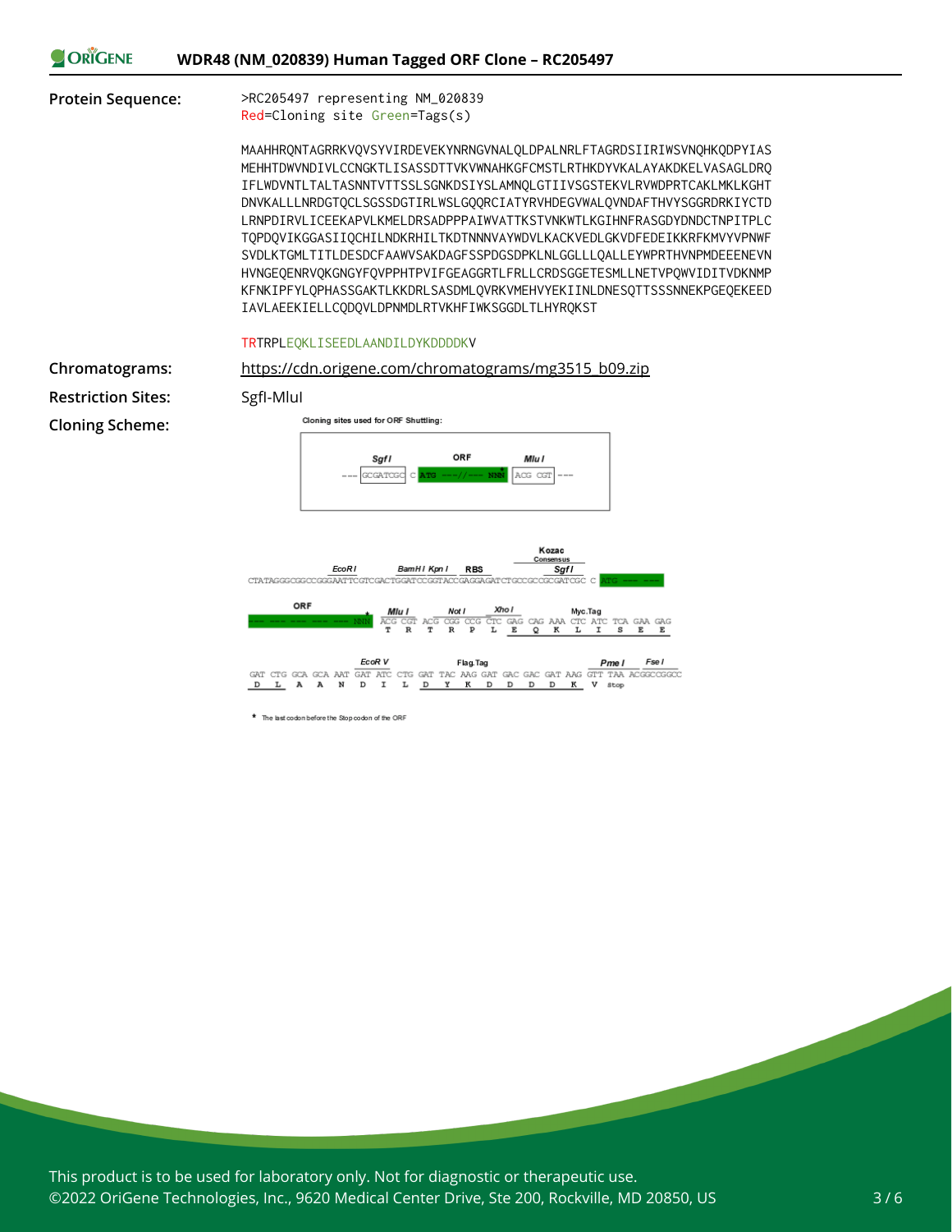**Protein Sequence:**

>RC205497 representing NM_020839
Red=Cloning site Green=Tags(s)

MAAHHRQNTAGRRKVQVSYVIRDEVEKYNRNGVNALQLDPALNRLFTAGRDSIIRIWSVNQHKQDPYIAS
MEHHTDWVNDIVLCCNGKTLISASSDTTVKVWNAHKGFCMSTLRTHKDYVKALAYAKDKELVASAGLDRQ
IFLWDVNTLTALTASNNTVTTSSLSGNKDSIYSLAMNQLGTIIVSGSTEKVLRVWDPRTCAKLMKLKGHT
DNVKALLLNRDGTQCLSGSSDGTIRLWSLGQQRCIATYRVHDEGVWALQVNDAFTHVYSGGRDRKIYCTD
LRNPDIRVLICEEKAPVLKMELDRSADPPPAIWVATTKSTVNKWTLKGIHNFRASGDYDNDCTNPITPLC
TQPDQVIKGGASIIQCHILNDKRHILTKDTNNNVAYWDVLKACKVEDLGKVDFEDEIKKRFKMVYVPNWF
SVDLKTGMLTITLDESDCFAAWVSAKDAGFSSPDGSDPKLNLGGLLLQALLEYWPRTHVNPMDEEENEVN
HVNGEQENRVQKGNGYFQVPPHTPVIFGEAGGRTLFRLLCRDSGGETESMLLNETVPQWVIDITVDKNMP
KFNKIPFYLQPHASSGAKTLKKDRLSASDMLQVRKVMEHVYEKIINLDNESQTTSSSNNEKPGEQEKEED
IAVLAEEKIELLCQDQVLDPNMDLRTVKHFIWKSGGDLTLHYRQKST

TRTRPLEQKLISEEDLAANDILDYKDDDDKV

**Chromatograms:** https://cdn.origene.com/chromatograms/mg3515_b09.zip

**Restriction Sites:** SgfI-MluI

**Cloning Scheme:**

Cloning sites used for ORF Shuttling:

--- SgfI GCGATCGC C ORF ATG ---//--- NNN MluI ACG CGT ---

EcoR I, BamH I, Kpn I, RBS, Kozac Consensus, Sgf I
CTATAGGGCGGCCGGGAATTCGTCGACTGGATCCGGTACCGAGGAGATCTGCCGCCGCGATCGC C ATG --- ---

ORF --- --- --- --- --- NNN* Mlu I ACG CGT ACG CGG CCG CTC GAG CAG AAA CTC ATC TCA GAA GAG (Not I, Xho I, Myc.Tag)
T R T R P L E Q K L I S E E

GAT CTG GCA GCA AAT GAT ATC CTG GAT TAC AAG GAT GAC GAC GAT AAG GTT TAA ACGGCCGGCC (EcoR V, Flag.Tag, Pme I, Fse I)
D L A A N D I L D Y K D D D D K V Stop

* The last codon before the Stop codon of the ORF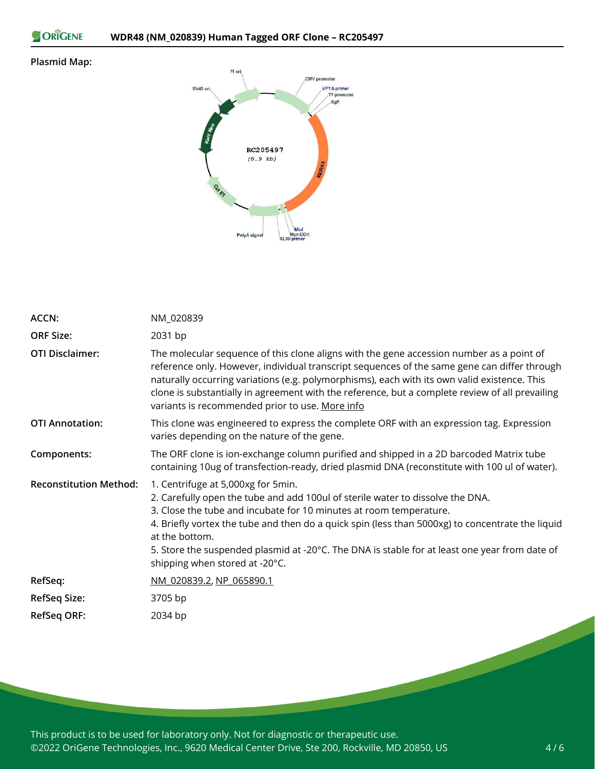**Plasmid Map:**

| | |
|---|---|
| **ACCN:** | NM_020839 |
| **ORF Size:** | 2031 bp |
| **OTI Disclaimer:** | The molecular sequence of this clone aligns with the gene accession number as a point of reference only. However, individual transcript sequences of the same gene can differ through naturally occurring variations (e.g. polymorphisms), each with its own valid existence. This clone is substantially in agreement with the reference, but a complete review of all prevailing variants is recommended prior to use. More info |
| **OTI Annotation:** | This clone was engineered to express the complete ORF with an expression tag. Expression varies depending on the nature of the gene. |
| **Components:** | The ORF clone is ion-exchange column purified and shipped in a 2D barcoded Matrix tube containing 10ug of transfection-ready, dried plasmid DNA (reconstitute with 100 ul of water). |
| **Reconstitution Method:** | 1. Centrifuge at 5,000xg for 5min. 2. Carefully open the tube and add 100ul of sterile water to dissolve the DNA. 3. Close the tube and incubate for 10 minutes at room temperature. 4. Briefly vortex the tube and then do a quick spin (less than 5000xg) to concentrate the liquid at the bottom. 5. Store the suspended plasmid at -20°C. The DNA is stable for at least one year from date of shipping when stored at -20°C. |
| **RefSeq:** | NM_020839.2, NP_065890.1 |
| **RefSeq Size:** | 3705 bp |
| **RefSeq ORF:** | 2034 bp |

This product is to be used for laboratory only. Not for diagnostic or therapeutic use.
©2022 OriGene Technologies, Inc., 9620 Medical Center Drive, Ste 200, Rockville, MD 20850, US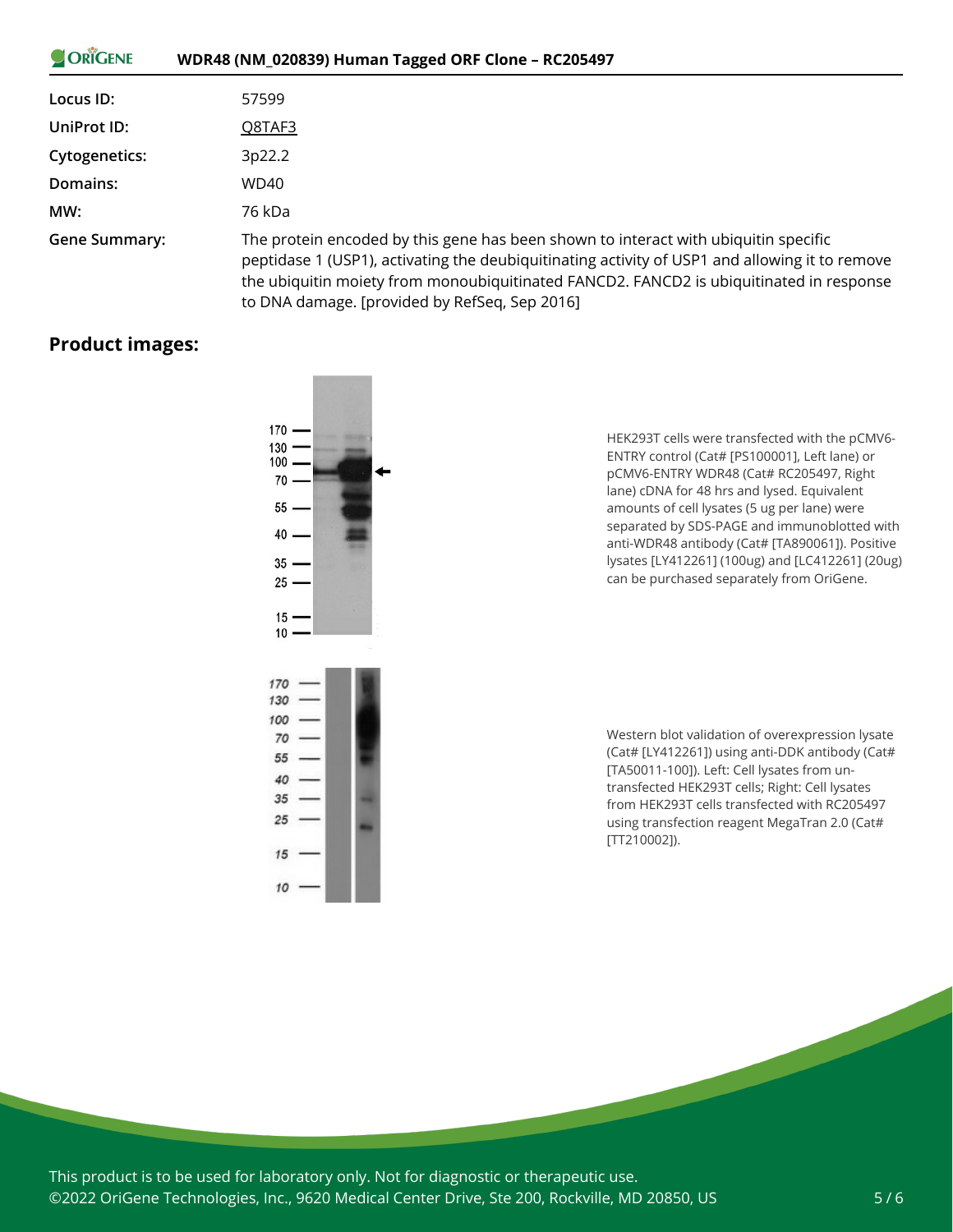| | |
|---|---|
| **Locus ID:** | 57599 |
| **UniProt ID:** | Q8TAF3 |
| **Cytogenetics:** | 3p22.2 |
| **Domains:** | WD40 |
| **MW:** | 76 kDa |
| **Gene Summary:** | The protein encoded by this gene has been shown to interact with ubiquitin specific peptidase 1 (USP1), activating the deubiquitinating activity of USP1 and allowing it to remove the ubiquitin moiety from monoubiquitinated FANCD2. FANCD2 is ubiquitinated in response to DNA damage. [provided by RefSeq, Sep 2016] |

## Product images:

HEK293T cells were transfected with the pCMV6-ENTRY control (Cat# [PS100001], Left lane) or pCMV6-ENTRY WDR48 (Cat# RC205497, Right lane) cDNA for 48 hrs and lysed. Equivalent amounts of cell lysates (5 ug per lane) were separated by SDS-PAGE and immunoblotted with anti-WDR48 antibody (Cat# [TA890061]). Positive lysates [LY412261] (100ug) and [LC412261] (20ug) can be purchased separately from OriGene.

Western blot validation of overexpression lysate (Cat# [LY412261]) using anti-DDK antibody (Cat# [TA50011-100]). Left: Cell lysates from un-transfected HEK293T cells; Right: Cell lysates from HEK293T cells transfected with RC205497 using transfection reagent MegaTran 2.0 (Cat# [TT210002]).

This product is to be used for laboratory only. Not for diagnostic or therapeutic use.
©2022 OriGene Technologies, Inc., 9620 Medical Center Drive, Ste 200, Rockville, MD 20850, US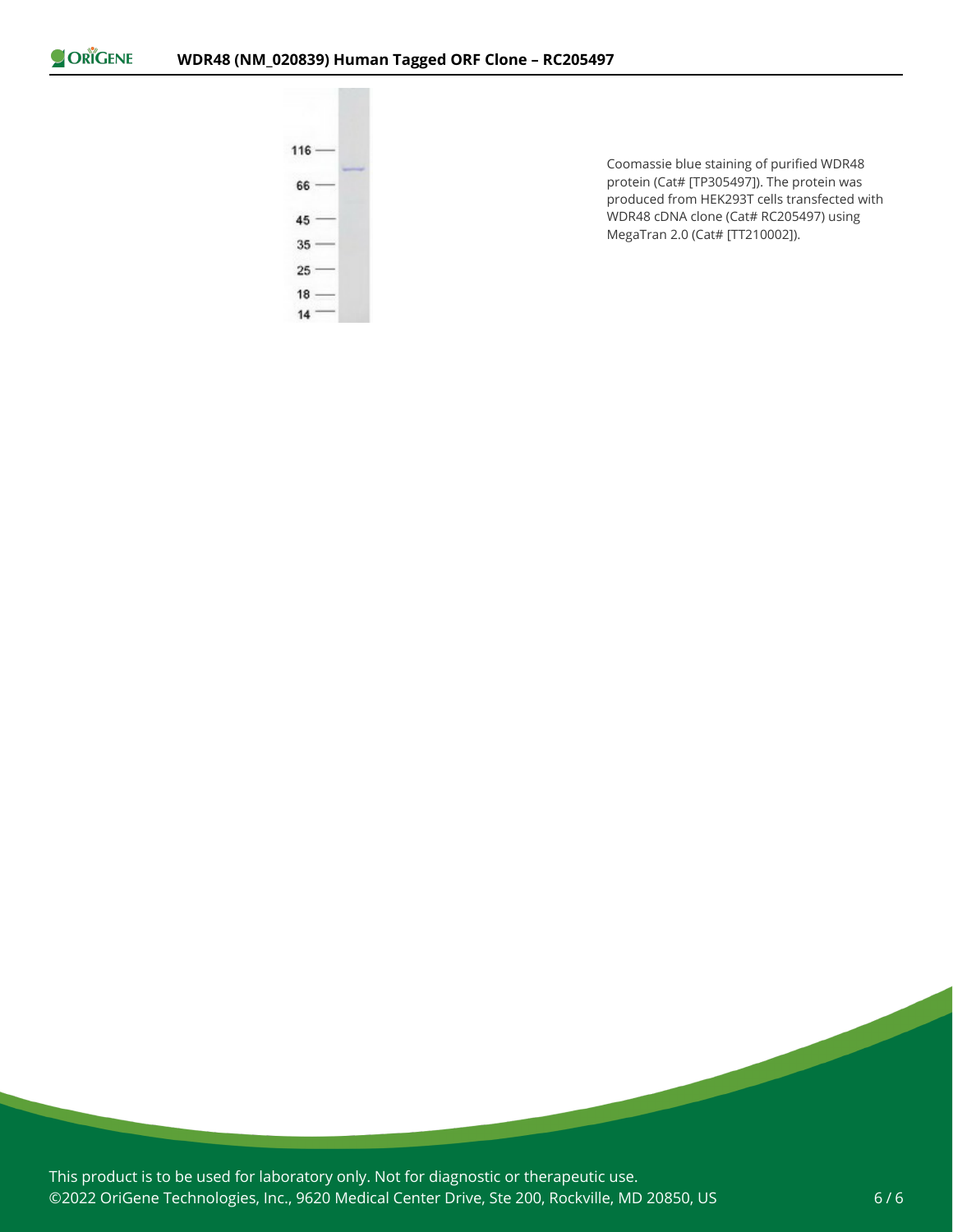116

66

45

35

25

18

14

Coomassie blue staining of purified WDR48 protein (Cat# [TP305497]). The protein was produced from HEK293T cells transfected with WDR48 cDNA clone (Cat# RC205497) using MegaTran 2.0 (Cat# [TT210002]).